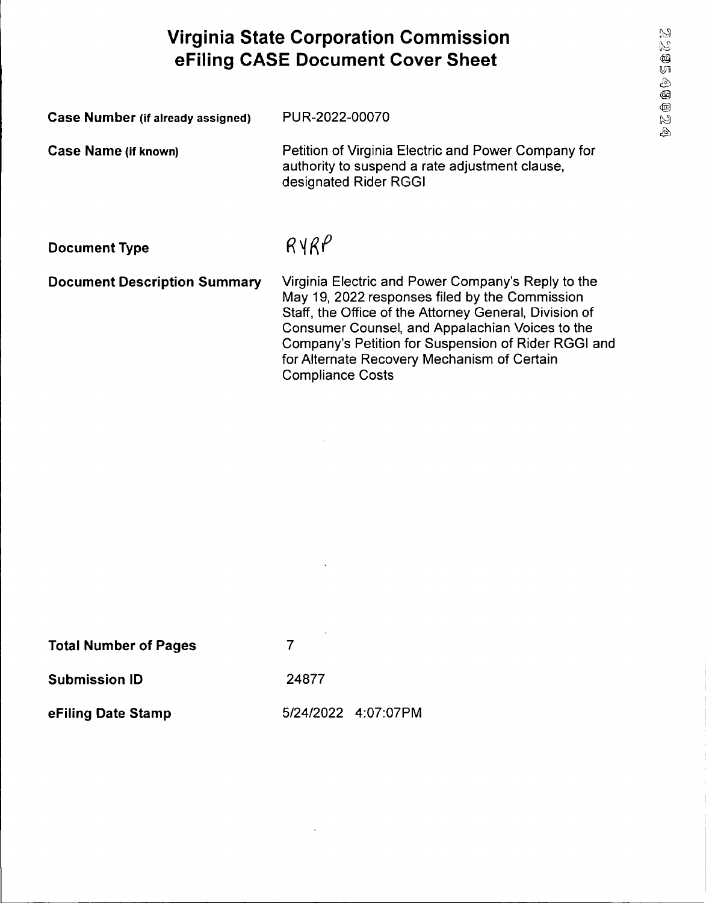# Virginia State Corporation Commission
# eFiling CASE Document Cover Sheet

**Case Number (if already assigned)** PUR-2022-00070

**Case Name (if known)** Petition of Virginia Electric and Power Company for authority to suspend a rate adjustment clause, designated Rider RGGI

**Document Type** RYRP

**Document Description Summary** Virginia Electric and Power Company's Reply to the May 19, 2022 responses filed by the Commission Staff, the Office of the Attorney General, Division of Consumer Counsel, and Appalachian Voices to the Company's Petition for Suspension of Rider RGGI and for Alternate Recovery Mechanism of Certain Compliance Costs

**Total Number of Pages** 7

**Submission ID** 24877

**eFiling Date Stamp** 5/24/2022 4:07:07PM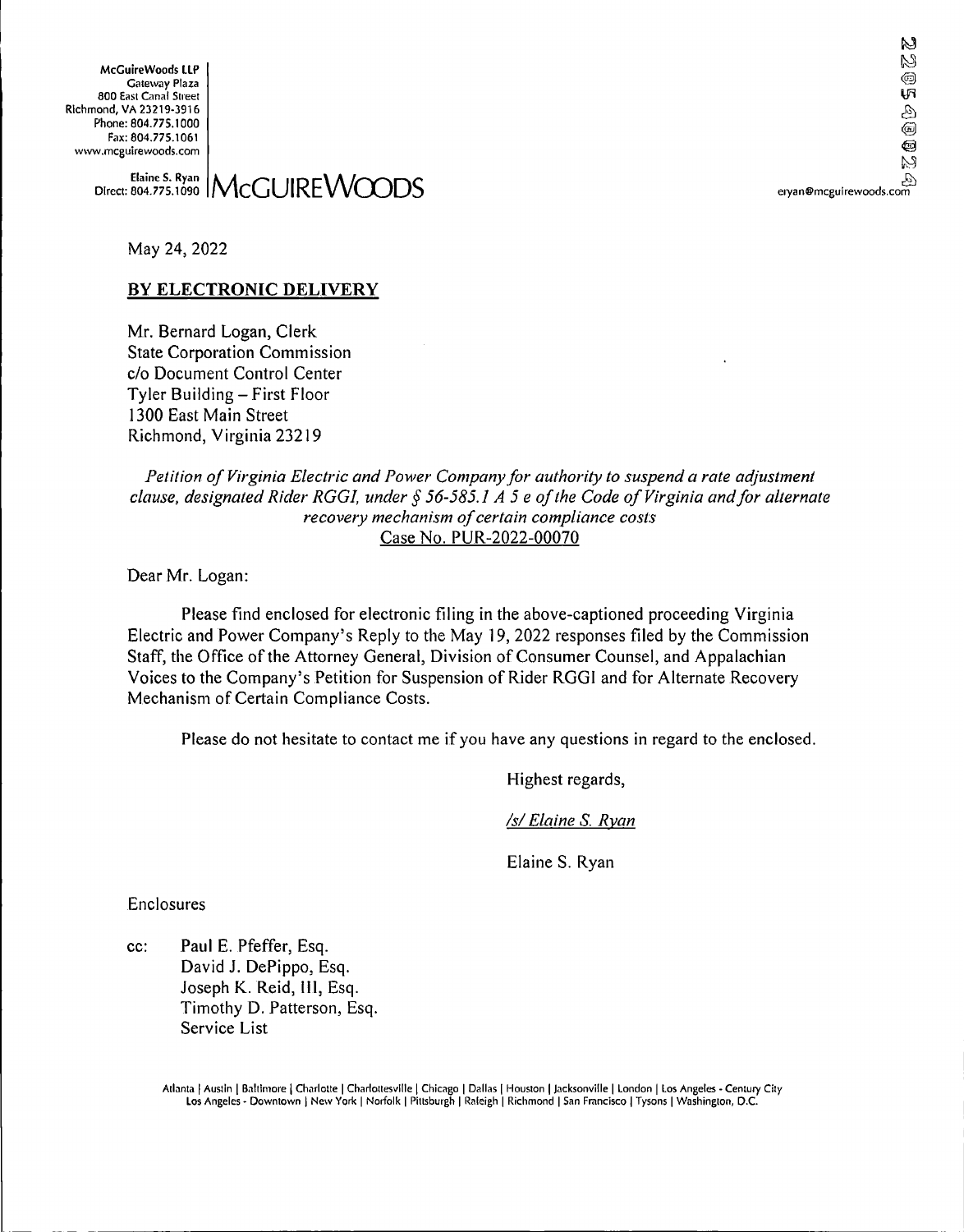McGuireWoods LLP
Gateway Plaza
800 East Canal Street
Richmond, VA 23219-3916
Phone: 804.775.1000
Fax: 804.775.1061
www.mcguirewoods.com

Elaine S. Ryan
Direct: 804.775.1090

**McGUIREWOODS**

eryan@mcguirewoods.com

May 24, 2022

**BY ELECTRONIC DELIVERY**

Mr. Bernard Logan, Clerk
State Corporation Commission
c/o Document Control Center
Tyler Building – First Floor
1300 East Main Street
Richmond, Virginia 23219

*Petition of Virginia Electric and Power Company for authority to suspend a rate adjustment clause, designated Rider RGGI, under § 56-585.1 A 5 e of the Code of Virginia and for alternate recovery mechanism of certain compliance costs*
Case No. PUR-2022-00070

Dear Mr. Logan:

Please find enclosed for electronic filing in the above-captioned proceeding Virginia Electric and Power Company's Reply to the May 19, 2022 responses filed by the Commission Staff, the Office of the Attorney General, Division of Consumer Counsel, and Appalachian Voices to the Company's Petition for Suspension of Rider RGGI and for Alternate Recovery Mechanism of Certain Compliance Costs.

Please do not hesitate to contact me if you have any questions in regard to the enclosed.

Highest regards,

/s/ Elaine S. Ryan

Elaine S. Ryan

Enclosures

cc: Paul E. Pfeffer, Esq.
David J. DePippo, Esq.
Joseph K. Reid, III, Esq.
Timothy D. Patterson, Esq.
Service List

Atlanta | Austin | Baltimore | Charlotte | Charlottesville | Chicago | Dallas | Houston | Jacksonville | London | Los Angeles - Century City
Los Angeles - Downtown | New York | Norfolk | Pittsburgh | Raleigh | Richmond | San Francisco | Tysons | Washington, D.C.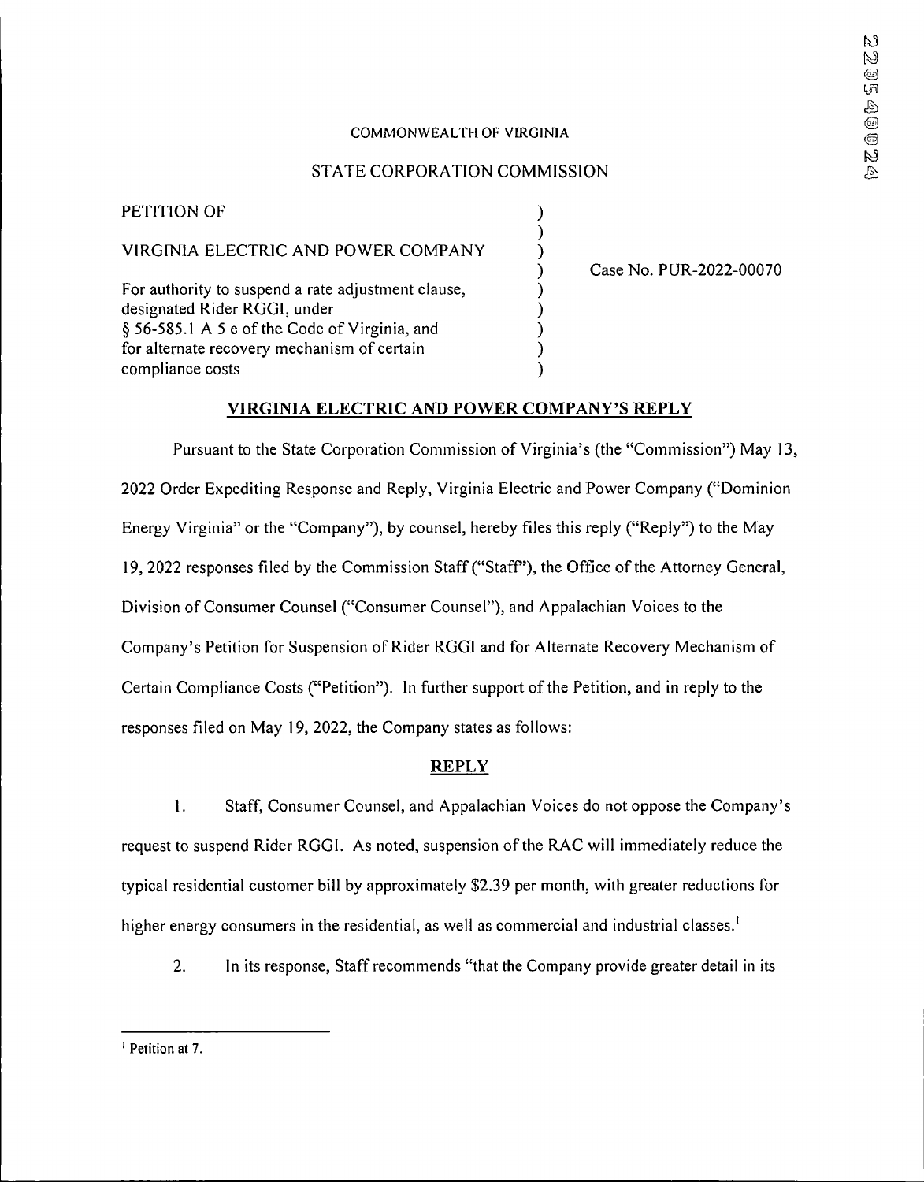COMMONWEALTH OF VIRGINIA

STATE CORPORATION COMMISSION

| | | |
|---|---|---|
| PETITION OF | ) | |
| | ) | |
| VIRGINIA ELECTRIC AND POWER COMPANY | ) | |
| | ) | Case No. PUR-2022-00070 |
| For authority to suspend a rate adjustment clause, | ) | |
| designated Rider RGGI, under | ) | |
| § 56-585.1 A 5 e of the Code of Virginia, and | ) | |
| for alternate recovery mechanism of certain | ) | |
| compliance costs | ) | |

## VIRGINIA ELECTRIC AND POWER COMPANY'S REPLY

Pursuant to the State Corporation Commission of Virginia's (the "Commission") May 13, 2022 Order Expediting Response and Reply, Virginia Electric and Power Company ("Dominion Energy Virginia" or the "Company"), by counsel, hereby files this reply ("Reply") to the May 19, 2022 responses filed by the Commission Staff ("Staff"), the Office of the Attorney General, Division of Consumer Counsel ("Consumer Counsel"), and Appalachian Voices to the Company's Petition for Suspension of Rider RGGI and for Alternate Recovery Mechanism of Certain Compliance Costs ("Petition"). In further support of the Petition, and in reply to the responses filed on May 19, 2022, the Company states as follows:

## REPLY

1. Staff, Consumer Counsel, and Appalachian Voices do not oppose the Company's request to suspend Rider RGGI. As noted, suspension of the RAC will immediately reduce the typical residential customer bill by approximately $2.39 per month, with greater reductions for higher energy consumers in the residential, as well as commercial and industrial classes.[1]

2. In its response, Staff recommends "that the Company provide greater detail in its

[1] Petition at 7.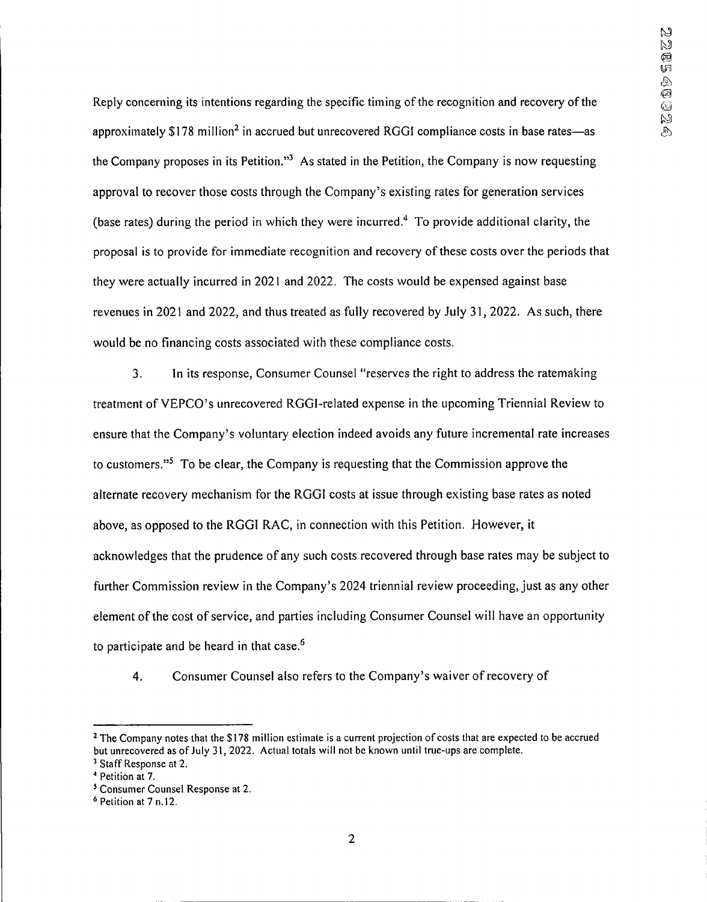Reply concerning its intentions regarding the specific timing of the recognition and recovery of the approximately $178 million[2] in accrued but unrecovered RGGI compliance costs in base rates—as the Company proposes in its Petition."[3] As stated in the Petition, the Company is now requesting approval to recover those costs through the Company's existing rates for generation services (base rates) during the period in which they were incurred.[4] To provide additional clarity, the proposal is to provide for immediate recognition and recovery of these costs over the periods that they were actually incurred in 2021 and 2022. The costs would be expensed against base revenues in 2021 and 2022, and thus treated as fully recovered by July 31, 2022. As such, there would be no financing costs associated with these compliance costs.

3. In its response, Consumer Counsel "reserves the right to address the ratemaking treatment of VEPCO's unrecovered RGGI-related expense in the upcoming Triennial Review to ensure that the Company's voluntary election indeed avoids any future incremental rate increases to customers."[5] To be clear, the Company is requesting that the Commission approve the alternate recovery mechanism for the RGGI costs at issue through existing base rates as noted above, as opposed to the RGGI RAC, in connection with this Petition. However, it acknowledges that the prudence of any such costs recovered through base rates may be subject to further Commission review in the Company's 2024 triennial review proceeding, just as any other element of the cost of service, and parties including Consumer Counsel will have an opportunity to participate and be heard in that case.[6]

4. Consumer Counsel also refers to the Company's waiver of recovery of

---

[2] The Company notes that the $178 million estimate is a current projection of costs that are expected to be accrued but unrecovered as of July 31, 2022. Actual totals will not be known until true-ups are complete.

[3] Staff Response at 2.

[4] Petition at 7.

[5] Consumer Counsel Response at 2.

[6] Petition at 7 n.12.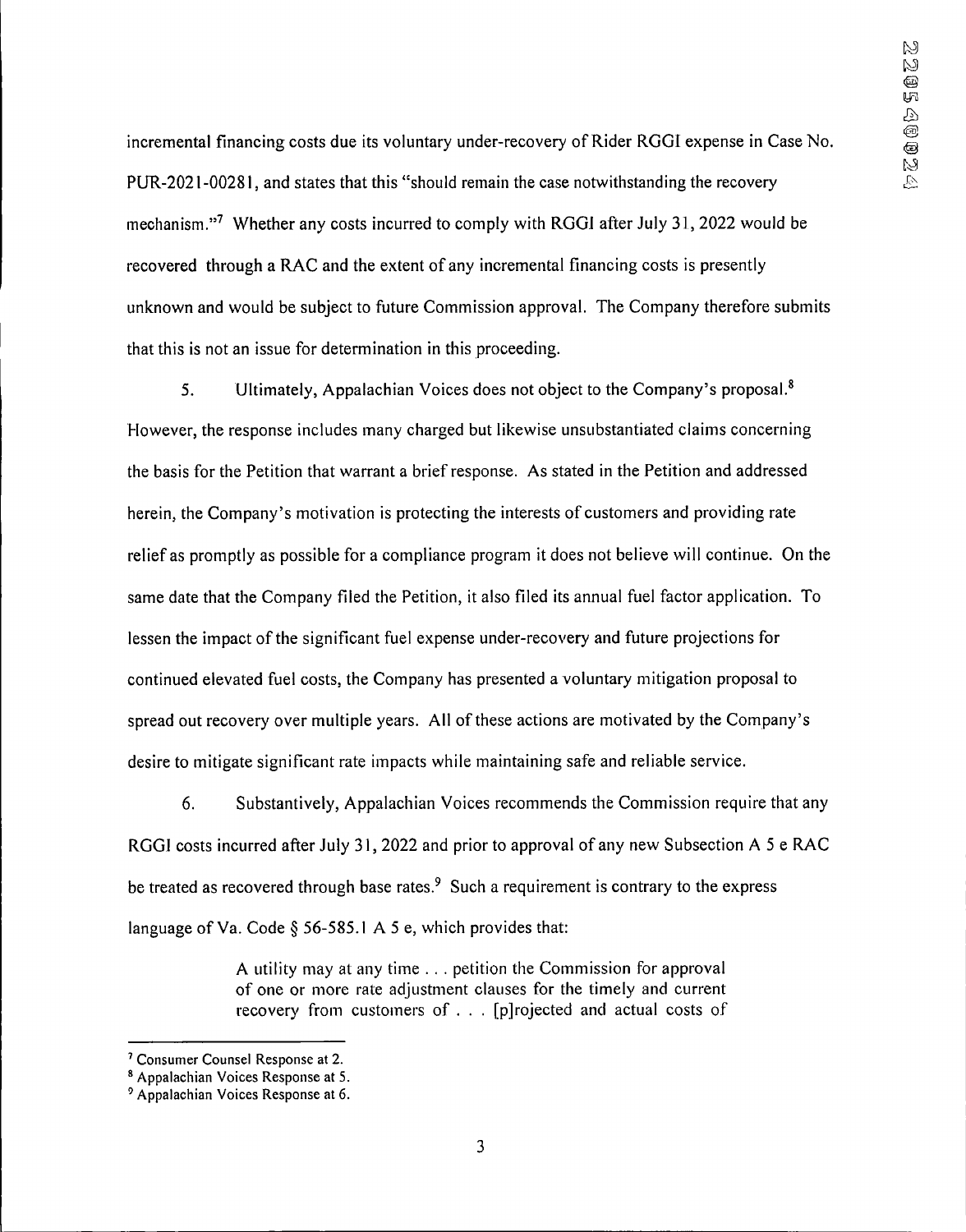incremental financing costs due its voluntary under-recovery of Rider RGGI expense in Case No. PUR-2021-00281, and states that this "should remain the case notwithstanding the recovery mechanism."[7] Whether any costs incurred to comply with RGGI after July 31, 2022 would be recovered through a RAC and the extent of any incremental financing costs is presently unknown and would be subject to future Commission approval. The Company therefore submits that this is not an issue for determination in this proceeding.

5. Ultimately, Appalachian Voices does not object to the Company's proposal.[8] However, the response includes many charged but likewise unsubstantiated claims concerning the basis for the Petition that warrant a brief response. As stated in the Petition and addressed herein, the Company's motivation is protecting the interests of customers and providing rate relief as promptly as possible for a compliance program it does not believe will continue. On the same date that the Company filed the Petition, it also filed its annual fuel factor application. To lessen the impact of the significant fuel expense under-recovery and future projections for continued elevated fuel costs, the Company has presented a voluntary mitigation proposal to spread out recovery over multiple years. All of these actions are motivated by the Company's desire to mitigate significant rate impacts while maintaining safe and reliable service.

6. Substantively, Appalachian Voices recommends the Commission require that any RGGI costs incurred after July 31, 2022 and prior to approval of any new Subsection A 5 e RAC be treated as recovered through base rates.[9] Such a requirement is contrary to the express language of Va. Code § 56-585.1 A 5 e, which provides that:

> A utility may at any time . . . petition the Commission for approval of one or more rate adjustment clauses for the timely and current recovery from customers of . . . [p]rojected and actual costs of

---

[7] Consumer Counsel Response at 2.

[8] Appalachian Voices Response at 5.

[9] Appalachian Voices Response at 6.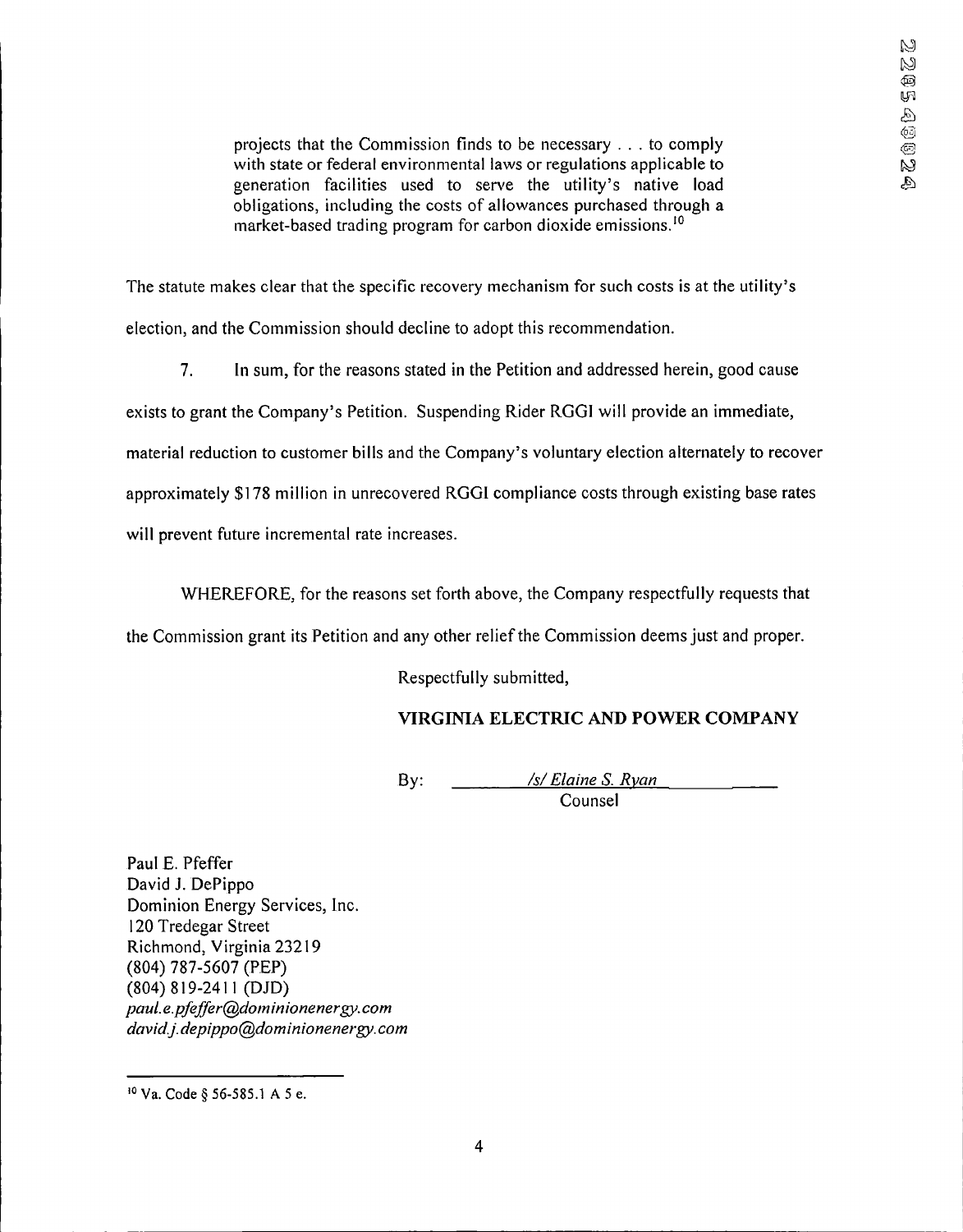> projects that the Commission finds to be necessary . . . to comply with state or federal environmental laws or regulations applicable to generation facilities used to serve the utility's native load obligations, including the costs of allowances purchased through a market-based trading program for carbon dioxide emissions.[10]

The statute makes clear that the specific recovery mechanism for such costs is at the utility's election, and the Commission should decline to adopt this recommendation.

7. In sum, for the reasons stated in the Petition and addressed herein, good cause exists to grant the Company's Petition. Suspending Rider RGGI will provide an immediate, material reduction to customer bills and the Company's voluntary election alternately to recover approximately $178 million in unrecovered RGGI compliance costs through existing base rates will prevent future incremental rate increases.

WHEREFORE, for the reasons set forth above, the Company respectfully requests that the Commission grant its Petition and any other relief the Commission deems just and proper.

Respectfully submitted,

**VIRGINIA ELECTRIC AND POWER COMPANY**

By: *_/s/ Elaine S. Ryan_*
Counsel

Paul E. Pfeffer
David J. DePippo
Dominion Energy Services, Inc.
120 Tredegar Street
Richmond, Virginia 23219
(804) 787-5607 (PEP)
(804) 819-2411 (DJD)
*paul.e.pfeffer@dominionenergy.com*
*david.j.depippo@dominionenergy.com*

---

[10] Va. Code § 56-585.1 A 5 e.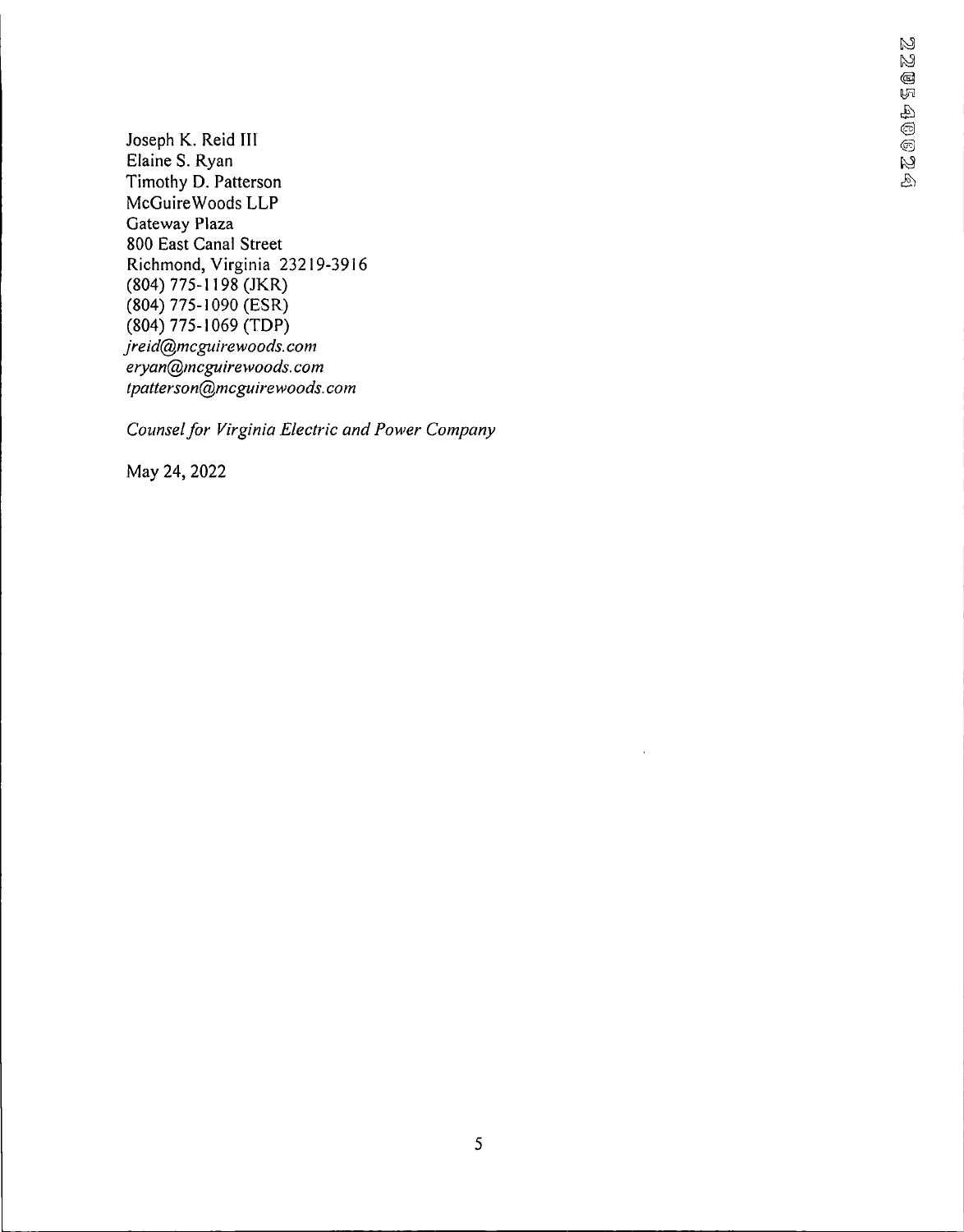Joseph K. Reid III
Elaine S. Ryan
Timothy D. Patterson
McGuireWoods LLP
Gateway Plaza
800 East Canal Street
Richmond, Virginia 23219-3916
(804) 775-1198 (JKR)
(804) 775-1090 (ESR)
(804) 775-1069 (TDP)
*jreid@mcguirewoods.com*
*eryan@mcguirewoods.com*
*tpatterson@mcguirewoods.com*

*Counsel for Virginia Electric and Power Company*

May 24, 2022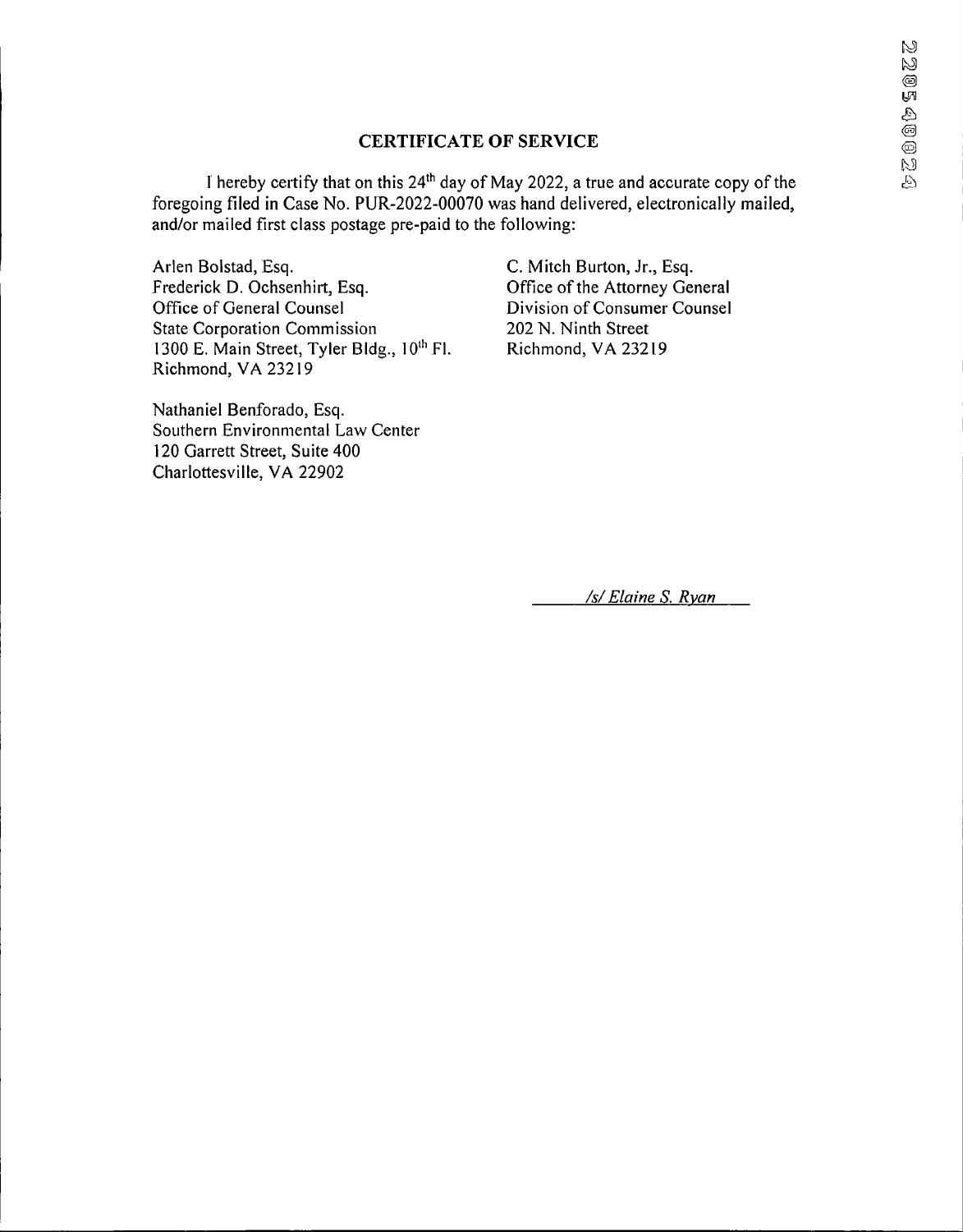## CERTIFICATE OF SERVICE

I hereby certify that on this 24th day of May 2022, a true and accurate copy of the foregoing filed in Case No. PUR-2022-00070 was hand delivered, electronically mailed, and/or mailed first class postage pre-paid to the following:

Arlen Bolstad, Esq.
Frederick D. Ochsenhirt, Esq.
Office of General Counsel
State Corporation Commission
1300 E. Main Street, Tyler Bldg., 10th Fl.
Richmond, VA 23219

C. Mitch Burton, Jr., Esq.
Office of the Attorney General
Division of Consumer Counsel
202 N. Ninth Street
Richmond, VA 23219

Nathaniel Benforado, Esq.
Southern Environmental Law Center
120 Garrett Street, Suite 400
Charlottesville, VA 22902

*/s/ Elaine S. Ryan*